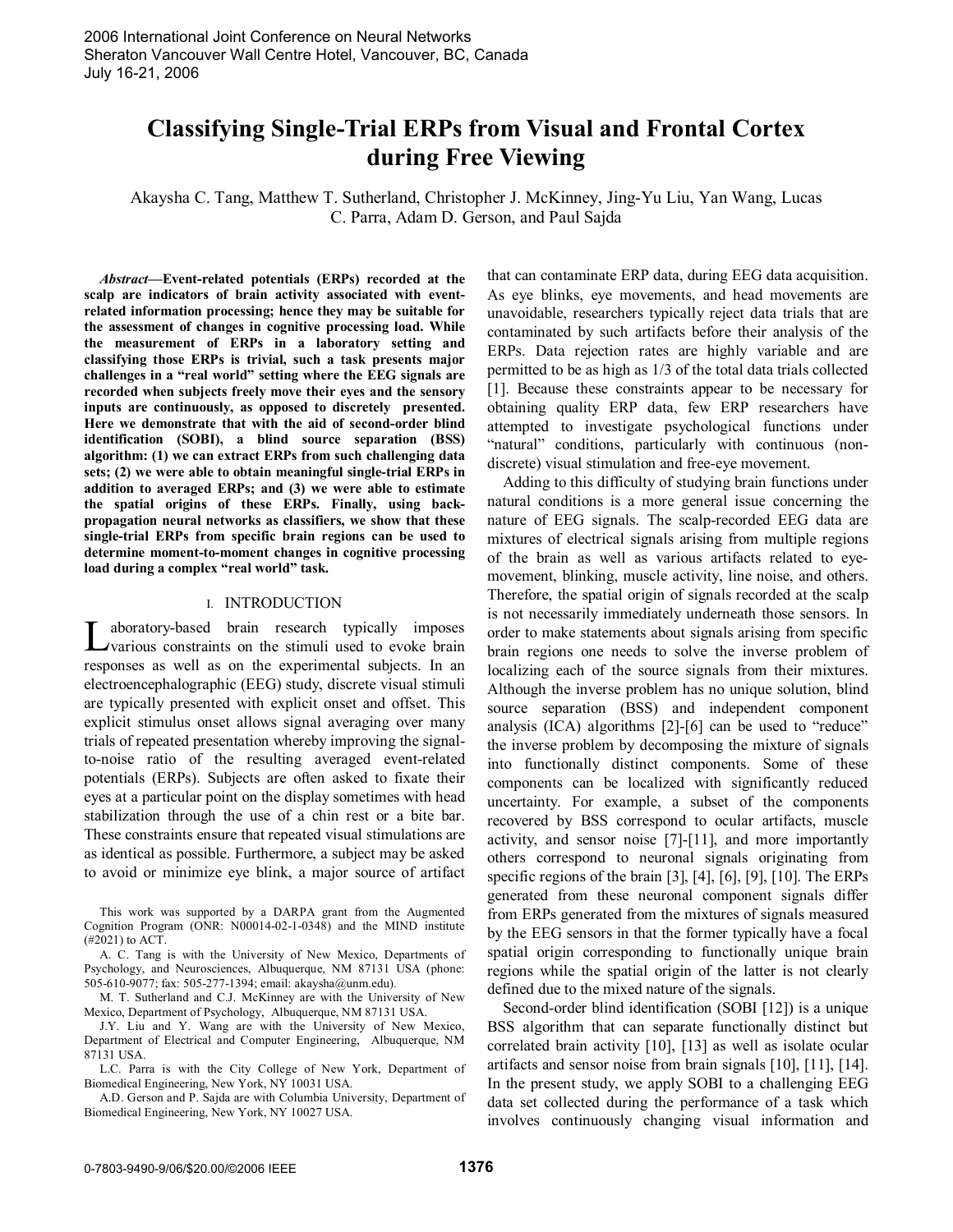# Classifying Single-Trial ERPs from Visual and Frontal Cortex during Free Viewing

Akaysha C. Tang, Matthew T. Sutherland, Christopher J. McKinney, Jing-Yu Liu, Yan Wang, Lucas C. Parra, Adam D. Gerson, and Paul Sajda

***Abstract*—Event-related potentials (ERPs) recorded at the scalp are indicators of brain activity associated with event-related information processing; hence they may be suitable for the assessment of changes in cognitive processing load. While the measurement of ERPs in a laboratory setting and classifying those ERPs is trivial, such a task presents major challenges in a "real world" setting where the EEG signals are recorded when subjects freely move their eyes and the sensory inputs are continuously, as opposed to discretely presented. Here we demonstrate that with the aid of second-order blind identification (SOBI), a blind source separation (BSS) algorithm: (1) we can extract ERPs from such challenging data sets; (2) we were able to obtain meaningful single-trial ERPs in addition to averaged ERPs; and (3) we were able to estimate the spatial origins of these ERPs. Finally, using back-propagation neural networks as classifiers, we show that these single-trial ERPs from specific brain regions can be used to determine moment-to-moment changes in cognitive processing load during a complex "real world" task.**

## I. INTRODUCTION

Laboratory-based brain research typically imposes various constraints on the stimuli used to evoke brain responses as well as on the experimental subjects. In an electroencephalographic (EEG) study, discrete visual stimuli are typically presented with explicit onset and offset. This explicit stimulus onset allows signal averaging over many trials of repeated presentation whereby improving the signal-to-noise ratio of the resulting averaged event-related potentials (ERPs). Subjects are often asked to fixate their eyes at a particular point on the display sometimes with head stabilization through the use of a chin rest or a bite bar. These constraints ensure that repeated visual stimulations are as identical as possible. Furthermore, a subject may be asked to avoid or minimize eye blink, a major source of artifact that can contaminate ERP data, during EEG data acquisition. As eye blinks, eye movements, and head movements are unavoidable, researchers typically reject data trials that are contaminated by such artifacts before their analysis of the ERPs. Data rejection rates are highly variable and are permitted to be as high as 1/3 of the total data trials collected [1]. Because these constraints appear to be necessary for obtaining quality ERP data, few ERP researchers have attempted to investigate psychological functions under "natural" conditions, particularly with continuous (non-discrete) visual stimulation and free-eye movement.

Adding to this difficulty of studying brain functions under natural conditions is a more general issue concerning the nature of EEG signals. The scalp-recorded EEG data are mixtures of electrical signals arising from multiple regions of the brain as well as various artifacts related to eye-movement, blinking, muscle activity, line noise, and others. Therefore, the spatial origin of signals recorded at the scalp is not necessarily immediately underneath those sensors. In order to make statements about signals arising from specific brain regions one needs to solve the inverse problem of localizing each of the source signals from their mixtures. Although the inverse problem has no unique solution, blind source separation (BSS) and independent component analysis (ICA) algorithms [2]-[6] can be used to "reduce" the inverse problem by decomposing the mixture of signals into functionally distinct components. Some of these components can be localized with significantly reduced uncertainty. For example, a subset of the components recovered by BSS correspond to ocular artifacts, muscle activity, and sensor noise [7]-[11], and more importantly others correspond to neuronal signals originating from specific regions of the brain [3], [4], [6], [9], [10]. The ERPs generated from these neuronal component signals differ from ERPs generated from the mixtures of signals measured by the EEG sensors in that the former typically have a focal spatial origin corresponding to functionally unique brain regions while the spatial origin of the latter is not clearly defined due to the mixed nature of the signals.

Second-order blind identification (SOBI [12]) is a unique BSS algorithm that can separate functionally distinct but correlated brain activity [10], [13] as well as isolate ocular artifacts and sensor noise from brain signals [10], [11], [14]. In the present study, we apply SOBI to a challenging EEG data set collected during the performance of a task which involves continuously changing visual information and

This work was supported by a DARPA grant from the Augmented Cognition Program (ONR: N00014-02-1-0348) and the MIND institute (#2021) to ACT.

A. C. Tang is with the University of New Mexico, Departments of Psychology, and Neurosciences, Albuquerque, NM 87131 USA (phone: 505-610-9077; fax: 505-277-1394; email: akaysha@unm.edu).

M. T. Sutherland and C.J. McKinney are with the University of New Mexico, Department of Psychology, Albuquerque, NM 87131 USA.

J.Y. Liu and Y. Wang are with the University of New Mexico, Department of Electrical and Computer Engineering, Albuquerque, NM 87131 USA.

L.C. Parra is with the City College of New York, Department of Biomedical Engineering, New York, NY 10031 USA.

A.D. Gerson and P. Sajda are with Columbia University, Department of Biomedical Engineering, New York, NY 10027 USA.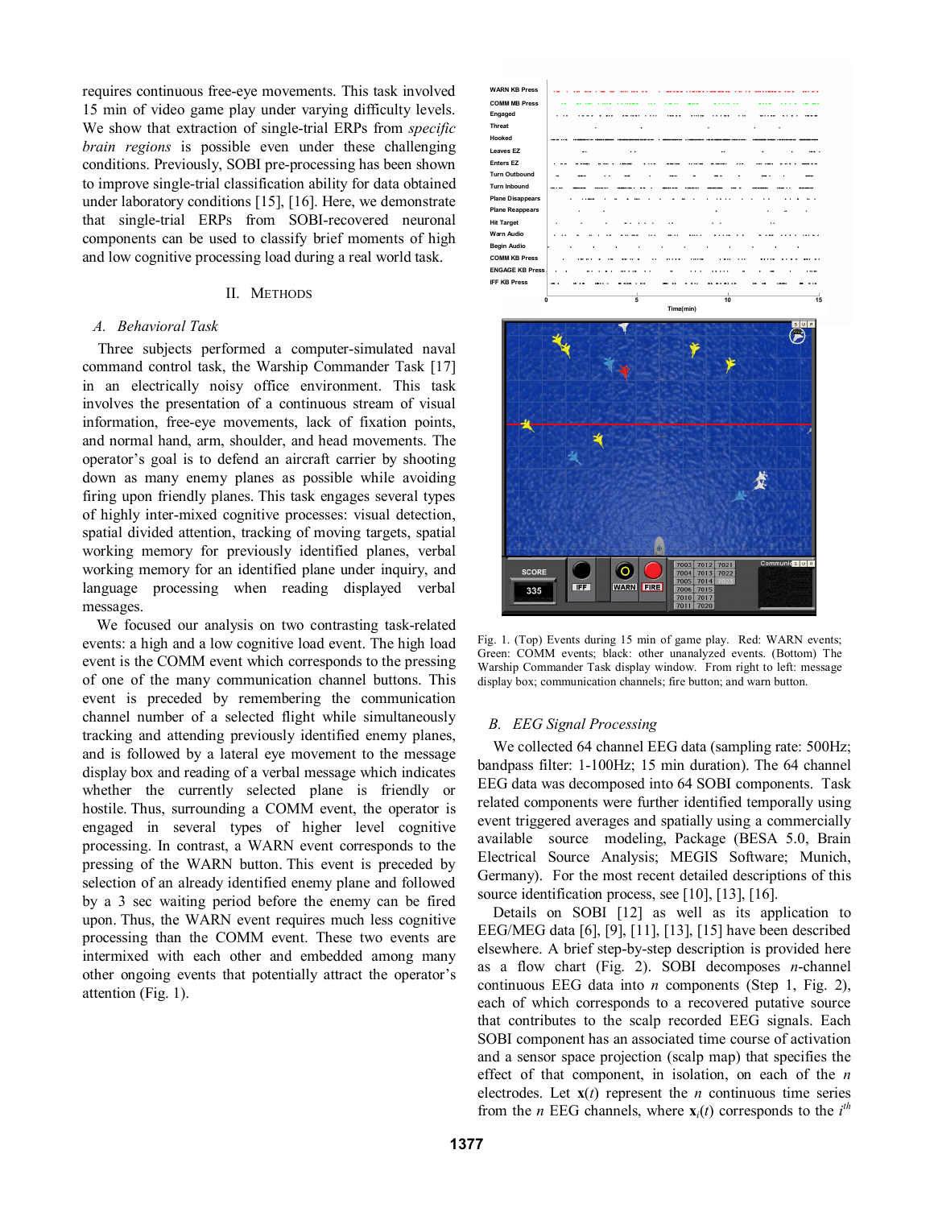requires continuous free-eye movements. This task involved 15 min of video game play under varying difficulty levels. We show that extraction of single-trial ERPs from *specific brain regions* is possible even under these challenging conditions. Previously, SOBI pre-processing has been shown to improve single-trial classification ability for data obtained under laboratory conditions [15], [16]. Here, we demonstrate that single-trial ERPs from SOBI-recovered neuronal components can be used to classify brief moments of high and low cognitive processing load during a real world task.

## II. Methods

### A. Behavioral Task

Three subjects performed a computer-simulated naval command control task, the Warship Commander Task [17] in an electrically noisy office environment. This task involves the presentation of a continuous stream of visual information, free-eye movements, lack of fixation points, and normal hand, arm, shoulder, and head movements. The operator's goal is to defend an aircraft carrier by shooting down as many enemy planes as possible while avoiding firing upon friendly planes. This task engages several types of highly inter-mixed cognitive processes: visual detection, spatial divided attention, tracking of moving targets, spatial working memory for previously identified planes, verbal working memory for an identified plane under inquiry, and language processing when reading displayed verbal messages.

We focused our analysis on two contrasting task-related events: a high and a low cognitive load event. The high load event is the COMM event which corresponds to the pressing of one of the many communication channel buttons. This event is preceded by remembering the communication channel number of a selected flight while simultaneously tracking and attending previously identified enemy planes, and is followed by a lateral eye movement to the message display box and reading of a verbal message which indicates whether the currently selected plane is friendly or hostile. Thus, surrounding a COMM event, the operator is engaged in several types of higher level cognitive processing. In contrast, a WARN event corresponds to the pressing of the WARN button. This event is preceded by selection of an already identified enemy plane and followed by a 3 sec waiting period before the enemy can be fired upon. Thus, the WARN event requires much less cognitive processing than the COMM event. These two events are intermixed with each other and embedded among many other ongoing events that potentially attract the operator's attention (Fig. 1).

WARN KB Press
COMM MB Press
Engaged
Threat
Hooked
Leaves EZ
Enters EZ
Turn Outbound
Turn Inbound
Plane Disappears
Plane Reappears
Hit Target
Warn Audio
Begin Audio
COMM KB Press
ENGAGE KB Press
IFF KB Press
0 5 10 15
Time(min)

SCORE
335
IFF WARN FIRE
7003 7012 7021
7004 7013 7022
7005 7014
7006 7015
7010 7017
7011 7020
Communic

Fig. 1. (Top) Events during 15 min of game play. Red: WARN events; Green: COMM events; black: other unanalyzed events. (Bottom) The Warship Commander Task display window. From right to left: message display box; communication channels; fire button; and warn button.

### B. EEG Signal Processing

We collected 64 channel EEG data (sampling rate: 500Hz; bandpass filter: 1-100Hz; 15 min duration). The 64 channel EEG data was decomposed into 64 SOBI components. Task related components were further identified temporally using event triggered averages and spatially using a commercially available source modeling, Package (BESA 5.0, Brain Electrical Source Analysis; MEGIS Software; Munich, Germany). For the most recent detailed descriptions of this source identification process, see [10], [13], [16].

Details on SOBI [12] as well as its application to EEG/MEG data [6], [9], [11], [13], [15] have been described elsewhere. A brief step-by-step description is provided here as a flow chart (Fig. 2). SOBI decomposes $n$-channel continuous EEG data into $n$ components (Step 1, Fig. 2), each of which corresponds to a recovered putative source that contributes to the scalp recorded EEG signals. Each SOBI component has an associated time course of activation and a sensor space projection (scalp map) that specifies the effect of that component, in isolation, on each of the $n$ electrodes. Let $\mathbf{x}(t)$ represent the $n$ continuous time series from the $n$ EEG channels, where $\mathbf{x}_i(t)$ corresponds to the $i^{th}$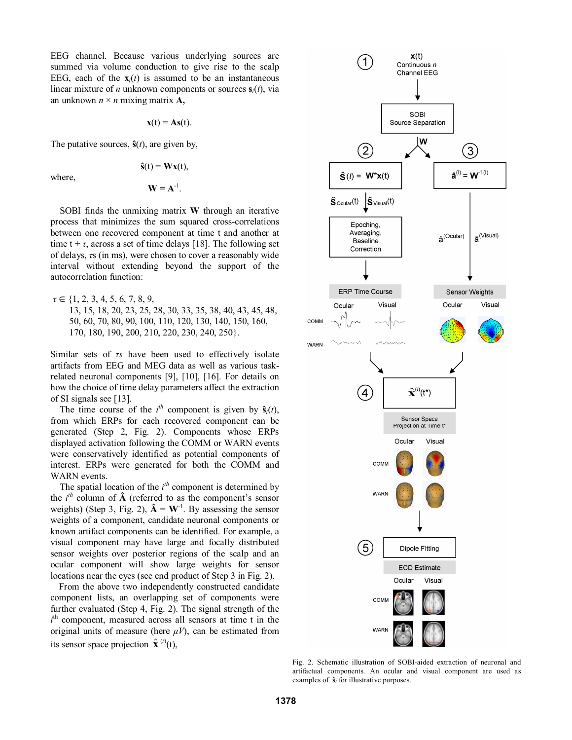EEG channel. Because various underlying sources are summed via volume conduction to give rise to the scalp EEG, each of the $\mathbf{x}_i(t)$ is assumed to be an instantaneous linear mixture of $n$ unknown components or sources $\mathbf{s}_i(t)$, via an unknown $n \times n$ mixing matrix $\mathbf{A}$,

$$\mathbf{x}(t) = \mathbf{A}\mathbf{s}(t).$$

The putative sources, $\hat{\mathbf{s}}(t)$, are given by,

$$\hat{\mathbf{s}}(t) = \mathbf{W}\mathbf{x}(t),$$

where,

$$\mathbf{W} = \mathbf{A}^{-1}.$$

SOBI finds the unmixing matrix $\mathbf{W}$ through an iterative process that minimizes the sum squared cross-correlations between one recovered component at time t and another at time $t + \tau$, across a set of time delays [18]. The following set of delays, $\tau$s (in ms), were chosen to cover a reasonably wide interval without extending beyond the support of the autocorrelation function:

$\tau \in$ {1, 2, 3, 4, 5, 6, 7, 8, 9, 13, 15, 18, 20, 23, 25, 28, 30, 33, 35, 38, 40, 43, 45, 48, 50, 60, 70, 80, 90, 100, 110, 120, 130, 140, 150, 160, 170, 180, 190, 200, 210, 220, 230, 240, 250}.

Similar sets of $\tau$s have been used to effectively isolate artifacts from EEG and MEG data as well as various task-related neuronal components [9], [10], [16]. For details on how the choice of time delay parameters affect the extraction of SI signals see [13].

The time course of the $i^{th}$ component is given by $\hat{\mathbf{s}}_i(t)$, from which ERPs for each recovered component can be generated (Step 2, Fig. 2). Components whose ERPs displayed activation following the COMM or WARN events were conservatively identified as potential components of interest. ERPs were generated for both the COMM and WARN events.

The spatial location of the $i^{th}$ component is determined by the $i^{th}$ column of $\hat{\mathbf{A}}$ (referred to as the component's sensor weights) (Step 3, Fig. 2), $\hat{\mathbf{A}} = \mathbf{W}^{-1}$. By assessing the sensor weights of a component, candidate neuronal components or known artifact components can be identified. For example, a visual component may have large and focally distributed sensor weights over posterior regions of the scalp and an ocular component will show large weights for sensor locations near the eyes (see end product of Step 3 in Fig. 2).

From the above two independently constructed candidate component lists, an overlapping set of components were further evaluated (Step 4, Fig. 2). The signal strength of the $i^{th}$ component, measured across all sensors at time t in the original units of measure (here $\mu V$), can be estimated from its sensor space projection $\hat{\mathbf{x}}^{(i)}(t)$,

Fig. 2. Schematic illustration of SOBI-aided extraction of neuronal and artifactual components. An ocular and visual component are used as examples of $\hat{\mathbf{s}}_i$ for illustrative purposes.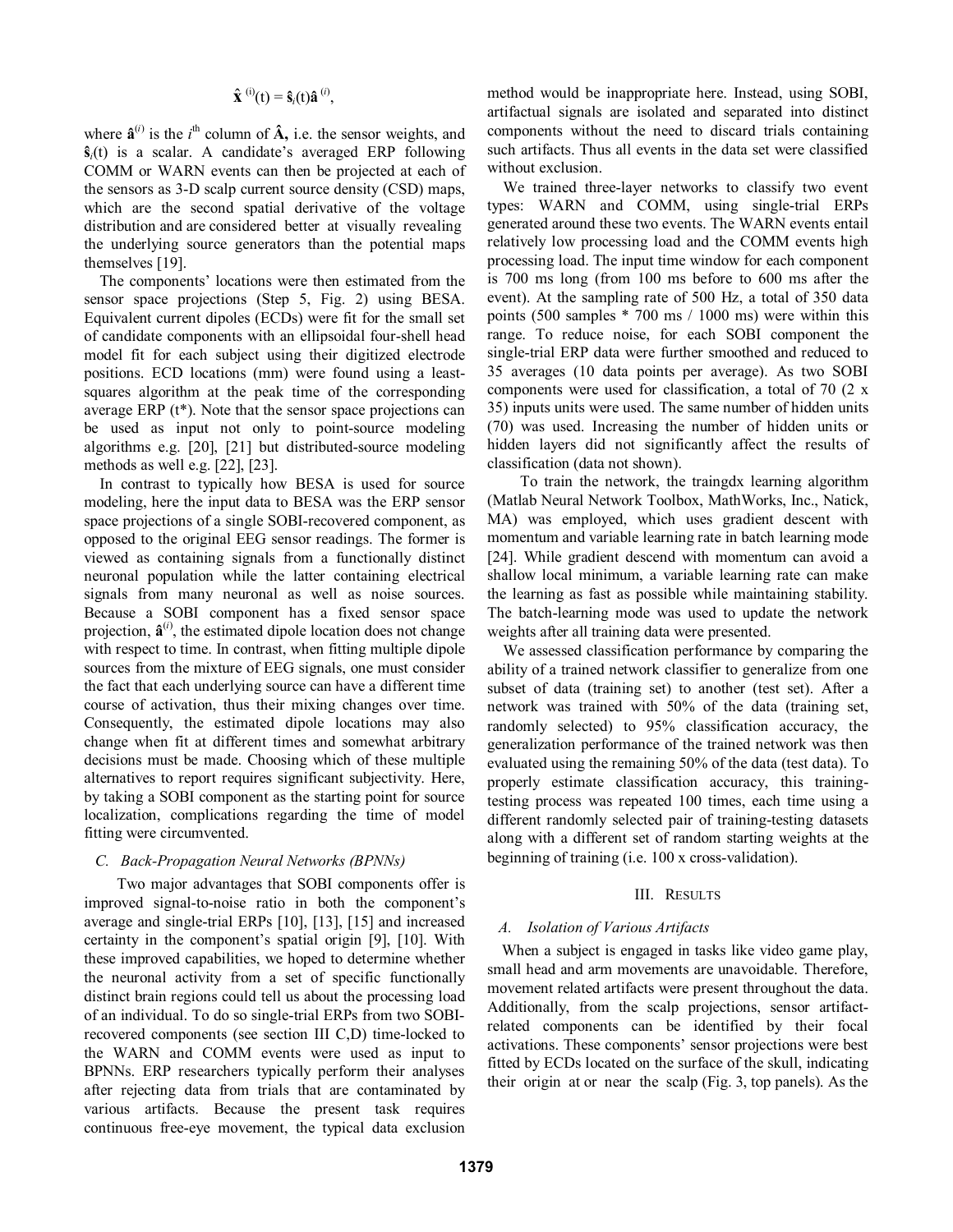$$\hat{\mathbf{x}}^{(i)}(t) = \hat{\mathbf{s}}_i(t)\hat{\mathbf{a}}^{(i)},$$

where $\hat{\mathbf{a}}^{(i)}$ is the $i^{\text{th}}$ column of $\hat{\mathbf{A}}$, i.e. the sensor weights, and $\hat{\mathbf{s}}_i(t)$ is a scalar. A candidate's averaged ERP following COMM or WARN events can then be projected at each of the sensors as 3-D scalp current source density (CSD) maps, which are the second spatial derivative of the voltage distribution and are considered better at visually revealing the underlying source generators than the potential maps themselves [19].

The components' locations were then estimated from the sensor space projections (Step 5, Fig. 2) using BESA. Equivalent current dipoles (ECDs) were fit for the small set of candidate components with an ellipsoidal four-shell head model fit for each subject using their digitized electrode positions. ECD locations (mm) were found using a least-squares algorithm at the peak time of the corresponding average ERP (t\*). Note that the sensor space projections can be used as input not only to point-source modeling algorithms e.g. [20], [21] but distributed-source modeling methods as well e.g. [22], [23].

In contrast to typically how BESA is used for source modeling, here the input data to BESA was the ERP sensor space projections of a single SOBI-recovered component, as opposed to the original EEG sensor readings. The former is viewed as containing signals from a functionally distinct neuronal population while the latter containing electrical signals from many neuronal as well as noise sources. Because a SOBI component has a fixed sensor space projection, $\hat{\mathbf{a}}^{(i)}$, the estimated dipole location does not change with respect to time. In contrast, when fitting multiple dipole sources from the mixture of EEG signals, one must consider the fact that each underlying source can have a different time course of activation, thus their mixing changes over time. Consequently, the estimated dipole locations may also change when fit at different times and somewhat arbitrary decisions must be made. Choosing which of these multiple alternatives to report requires significant subjectivity. Here, by taking a SOBI component as the starting point for source localization, complications regarding the time of model fitting were circumvented.

### *C. Back-Propagation Neural Networks (BPNNs)*

Two major advantages that SOBI components offer is improved signal-to-noise ratio in both the component's average and single-trial ERPs [10], [13], [15] and increased certainty in the component's spatial origin [9], [10]. With these improved capabilities, we hoped to determine whether the neuronal activity from a set of specific functionally distinct brain regions could tell us about the processing load of an individual. To do so single-trial ERPs from two SOBI-recovered components (see section III C,D) time-locked to the WARN and COMM events were used as input to BPNNs. ERP researchers typically perform their analyses after rejecting data from trials that are contaminated by various artifacts. Because the present task requires continuous free-eye movement, the typical data exclusion method would be inappropriate here. Instead, using SOBI, artifactual signals are isolated and separated into distinct components without the need to discard trials containing such artifacts. Thus all events in the data set were classified without exclusion.

We trained three-layer networks to classify two event types: WARN and COMM, using single-trial ERPs generated around these two events. The WARN events entail relatively low processing load and the COMM events high processing load. The input time window for each component is 700 ms long (from 100 ms before to 600 ms after the event). At the sampling rate of 500 Hz, a total of 350 data points (500 samples * 700 ms / 1000 ms) were within this range. To reduce noise, for each SOBI component the single-trial ERP data were further smoothed and reduced to 35 averages (10 data points per average). As two SOBI components were used for classification, a total of 70 (2 x 35) inputs units were used. The same number of hidden units (70) was used. Increasing the number of hidden units or hidden layers did not significantly affect the results of classification (data not shown).

To train the network, the traingdx learning algorithm (Matlab Neural Network Toolbox, MathWorks, Inc., Natick, MA) was employed, which uses gradient descent with momentum and variable learning rate in batch learning mode [24]. While gradient descend with momentum can avoid a shallow local minimum, a variable learning rate can make the learning as fast as possible while maintaining stability. The batch-learning mode was used to update the network weights after all training data were presented.

We assessed classification performance by comparing the ability of a trained network classifier to generalize from one subset of data (training set) to another (test set). After a network was trained with 50% of the data (training set, randomly selected) to 95% classification accuracy, the generalization performance of the trained network was then evaluated using the remaining 50% of the data (test data). To properly estimate classification accuracy, this training-testing process was repeated 100 times, each time using a different randomly selected pair of training-testing datasets along with a different set of random starting weights at the beginning of training (i.e. 100 x cross-validation).

## III. RESULTS

### *A. Isolation of Various Artifacts*

When a subject is engaged in tasks like video game play, small head and arm movements are unavoidable. Therefore, movement related artifacts were present throughout the data. Additionally, from the scalp projections, sensor artifact-related components can be identified by their focal activations. These components' sensor projections were best fitted by ECDs located on the surface of the skull, indicating their origin at or near the scalp (Fig. 3, top panels). As the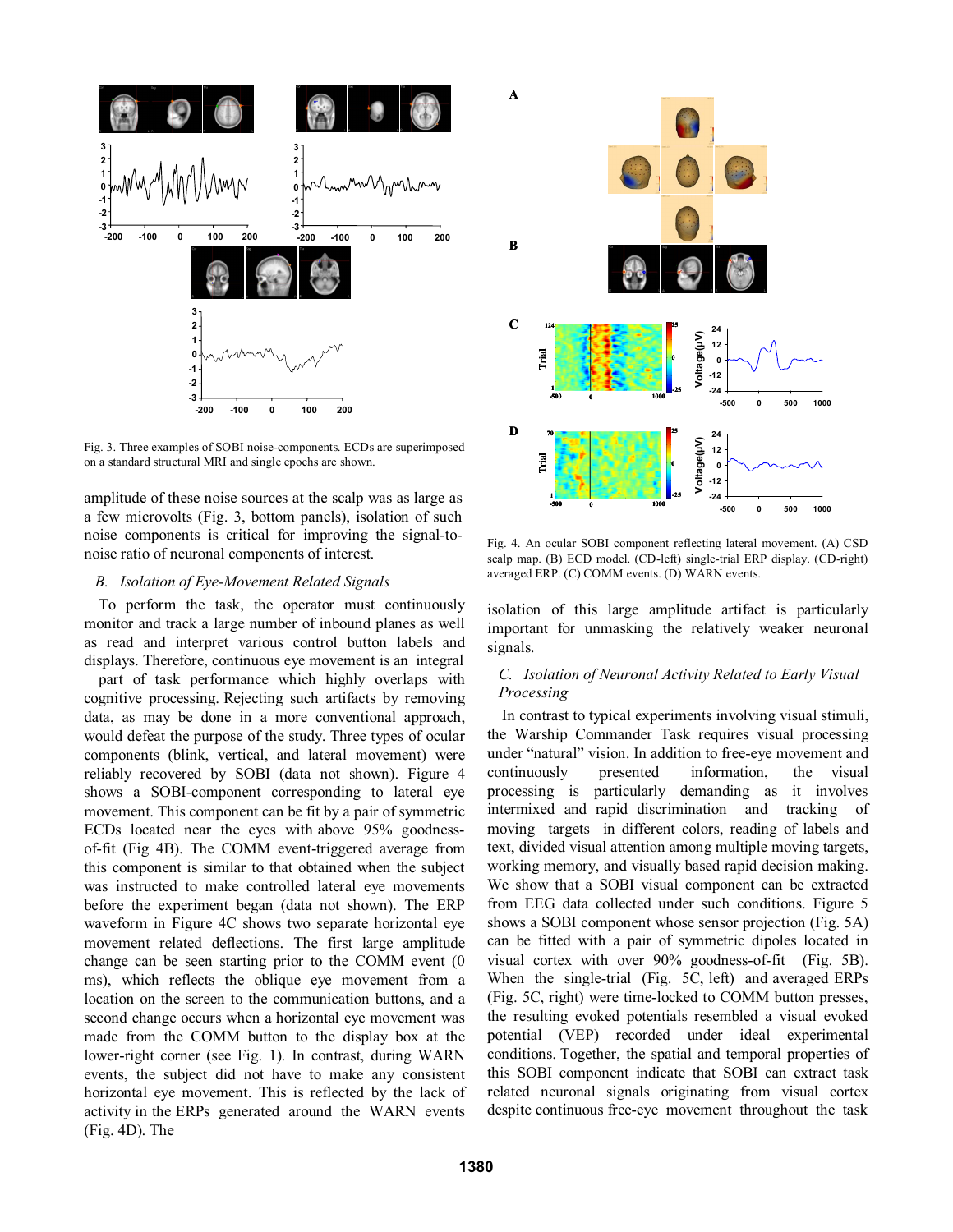Fig. 3. Three examples of SOBI noise-components. ECDs are superimposed on a standard structural MRI and single epochs are shown.

amplitude of these noise sources at the scalp was as large as a few microvolts (Fig. 3, bottom panels), isolation of such noise components is critical for improving the signal-to-noise ratio of neuronal components of interest.

### *B. Isolation of Eye-Movement Related Signals*

To perform the task, the operator must continuously monitor and track a large number of inbound planes as well as read and interpret various control button labels and displays. Therefore, continuous eye movement is an integral part of task performance which highly overlaps with cognitive processing. Rejecting such artifacts by removing data, as may be done in a more conventional approach, would defeat the purpose of the study. Three types of ocular components (blink, vertical, and lateral movement) were reliably recovered by SOBI (data not shown). Figure 4 shows a SOBI-component corresponding to lateral eye movement. This component can be fit by a pair of symmetric ECDs located near the eyes with above 95% goodness-of-fit (Fig 4B). The COMM event-triggered average from this component is similar to that obtained when the subject was instructed to make controlled lateral eye movements before the experiment began (data not shown). The ERP waveform in Figure 4C shows two separate horizontal eye movement related deflections. The first large amplitude change can be seen starting prior to the COMM event (0 ms), which reflects the oblique eye movement from a location on the screen to the communication buttons, and a second change occurs when a horizontal eye movement was made from the COMM button to the display box at the lower-right corner (see Fig. 1). In contrast, during WARN events, the subject did not have to make any consistent horizontal eye movement. This is reflected by the lack of activity in the ERPs generated around the WARN events (Fig. 4D). The isolation of this large amplitude artifact is particularly important for unmasking the relatively weaker neuronal signals.

Fig. 4. An ocular SOBI component reflecting lateral movement. (A) CSD scalp map. (B) ECD model. (CD-left) single-trial ERP display. (CD-right) averaged ERP. (C) COMM events. (D) WARN events.

### *C. Isolation of Neuronal Activity Related to Early Visual Processing*

In contrast to typical experiments involving visual stimuli, the Warship Commander Task requires visual processing under "natural" vision. In addition to free-eye movement and continuously presented information, the visual processing is particularly demanding as it involves intermixed and rapid discrimination and tracking of moving targets in different colors, reading of labels and text, divided visual attention among multiple moving targets, working memory, and visually based rapid decision making. We show that a SOBI visual component can be extracted from EEG data collected under such conditions. Figure 5 shows a SOBI component whose sensor projection (Fig. 5A) can be fitted with a pair of symmetric dipoles located in visual cortex with over 90% goodness-of-fit (Fig. 5B). When the single-trial (Fig. 5C, left) and averaged ERPs (Fig. 5C, right) were time-locked to COMM button presses, the resulting evoked potentials resembled a visual evoked potential (VEP) recorded under ideal experimental conditions. Together, the spatial and temporal properties of this SOBI component indicate that SOBI can extract task related neuronal signals originating from visual cortex despite continuous free-eye movement throughout the task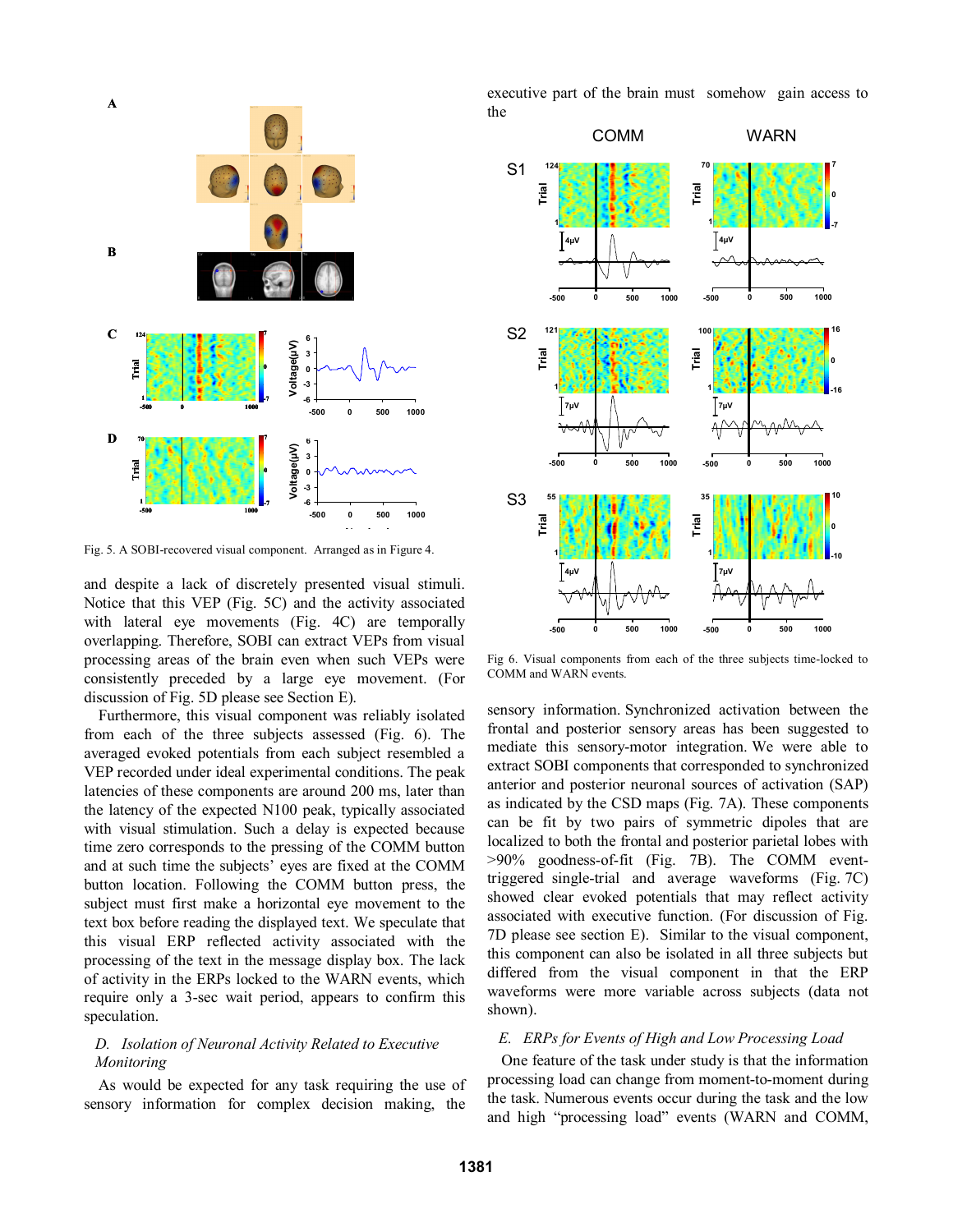Fig. 5. A SOBI-recovered visual component. Arranged as in Figure 4.

and despite a lack of discretely presented visual stimuli. Notice that this VEP (Fig. 5C) and the activity associated with lateral eye movements (Fig. 4C) are temporally overlapping. Therefore, SOBI can extract VEPs from visual processing areas of the brain even when such VEPs were consistently preceded by a large eye movement. (For discussion of Fig. 5D please see Section E).

Furthermore, this visual component was reliably isolated from each of the three subjects assessed (Fig. 6). The averaged evoked potentials from each subject resembled a VEP recorded under ideal experimental conditions. The peak latencies of these components are around 200 ms, later than the latency of the expected N100 peak, typically associated with visual stimulation. Such a delay is expected because time zero corresponds to the pressing of the COMM button and at such time the subjects' eyes are fixed at the COMM button location. Following the COMM button press, the subject must first make a horizontal eye movement to the text box before reading the displayed text. We speculate that this visual ERP reflected activity associated with the processing of the text in the message display box. The lack of activity in the ERPs locked to the WARN events, which require only a 3-sec wait period, appears to confirm this speculation.

### *D. Isolation of Neuronal Activity Related to Executive Monitoring*

As would be expected for any task requiring the use of sensory information for complex decision making, the executive part of the brain must somehow gain access to the sensory information. Synchronized activation between the frontal and posterior sensory areas has been suggested to mediate this sensory-motor integration. We were able to extract SOBI components that corresponded to synchronized anterior and posterior neuronal sources of activation (SAP) as indicated by the CSD maps (Fig. 7A). These components can be fit by two pairs of symmetric dipoles that are localized to both the frontal and posterior parietal lobes with >90% goodness-of-fit (Fig. 7B). The COMM event-triggered single-trial and average waveforms (Fig. 7C) showed clear evoked potentials that may reflect activity associated with executive function. (For discussion of Fig. 7D please see section E). Similar to the visual component, this component can also be isolated in all three subjects but differed from the visual component in that the ERP waveforms were more variable across subjects (data not shown).

Fig 6. Visual components from each of the three subjects time-locked to COMM and WARN events.

### *E. ERPs for Events of High and Low Processing Load*

One feature of the task under study is that the information processing load can change from moment-to-moment during the task. Numerous events occur during the task and the low and high "processing load" events (WARN and COMM,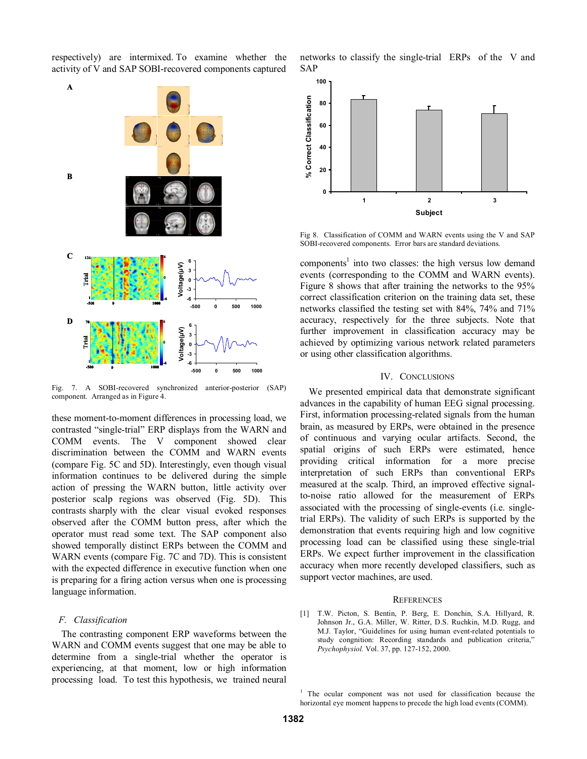respectively) are intermixed. To examine whether the activity of V and SAP SOBI-recovered components captured these moment-to-moment differences in processing load, we contrasted "single-trial" ERP displays from the WARN and COMM events. The V component showed clear discrimination between the COMM and WARN events (compare Fig. 5C and 5D). Interestingly, even though visual information continues to be delivered during the simple action of pressing the WARN button, little activity over posterior scalp regions was observed (Fig. 5D). This contrasts sharply with the clear visual evoked responses observed after the COMM button press, after which the operator must read some text. The SAP component also showed temporally distinct ERPs between the COMM and WARN events (compare Fig. 7C and 7D). This is consistent with the expected difference in executive function when one is preparing for a firing action versus when one is processing language information.

Fig. 7. A SOBI-recovered synchronized anterior-posterior (SAP) component. Arranged as in Figure 4.

### F. Classification

The contrasting component ERP waveforms between the WARN and COMM events suggest that one may be able to determine from a single-trial whether the operator is experiencing, at that moment, low or high information processing load. To test this hypothesis, we trained neural networks to classify the single-trial ERPs of the V and SAP components[1] into two classes: the high versus low demand events (corresponding to the COMM and WARN events). Figure 8 shows that after training the networks to the 95% correct classification criterion on the training data set, these networks classified the testing set with 84%, 74% and 71% accuracy, respectively for the three subjects. Note that further improvement in classification accuracy may be achieved by optimizing various network related parameters or using other classification algorithms.

Fig 8. Classification of COMM and WARN events using the V and SAP SOBI-recovered components. Error bars are standard deviations.

## IV. Conclusions

We presented empirical data that demonstrate significant advances in the capability of human EEG signal processing. First, information processing-related signals from the human brain, as measured by ERPs, were obtained in the presence of continuous and varying ocular artifacts. Second, the spatial origins of such ERPs were estimated, hence providing critical information for a more precise interpretation of such ERPs than conventional ERPs measured at the scalp. Third, an improved effective signal-to-noise ratio allowed for the measurement of ERPs associated with the processing of single-events (i.e. single-trial ERPs). The validity of such ERPs is supported by the demonstration that events requiring high and low cognitive processing load can be classified using these single-trial ERPs. We expect further improvement in the classification accuracy when more recently developed classifiers, such as support vector machines, are used.

## References

[1] T.W. Picton, S. Bentin, P. Berg, E. Donchin, S.A. Hillyard, R. Johnson Jr., G.A. Miller, W. Ritter, D.S. Ruchkin, M.D. Rugg, and M.J. Taylor, "Guidelines for using human event-related potentials to study congnition: Recording standards and publication criteria," *Psychophysiol.* Vol. 37, pp. 127-152, 2000.

[1] The ocular component was not used for classification because the horizontal eye moment happens to precede the high load events (COMM).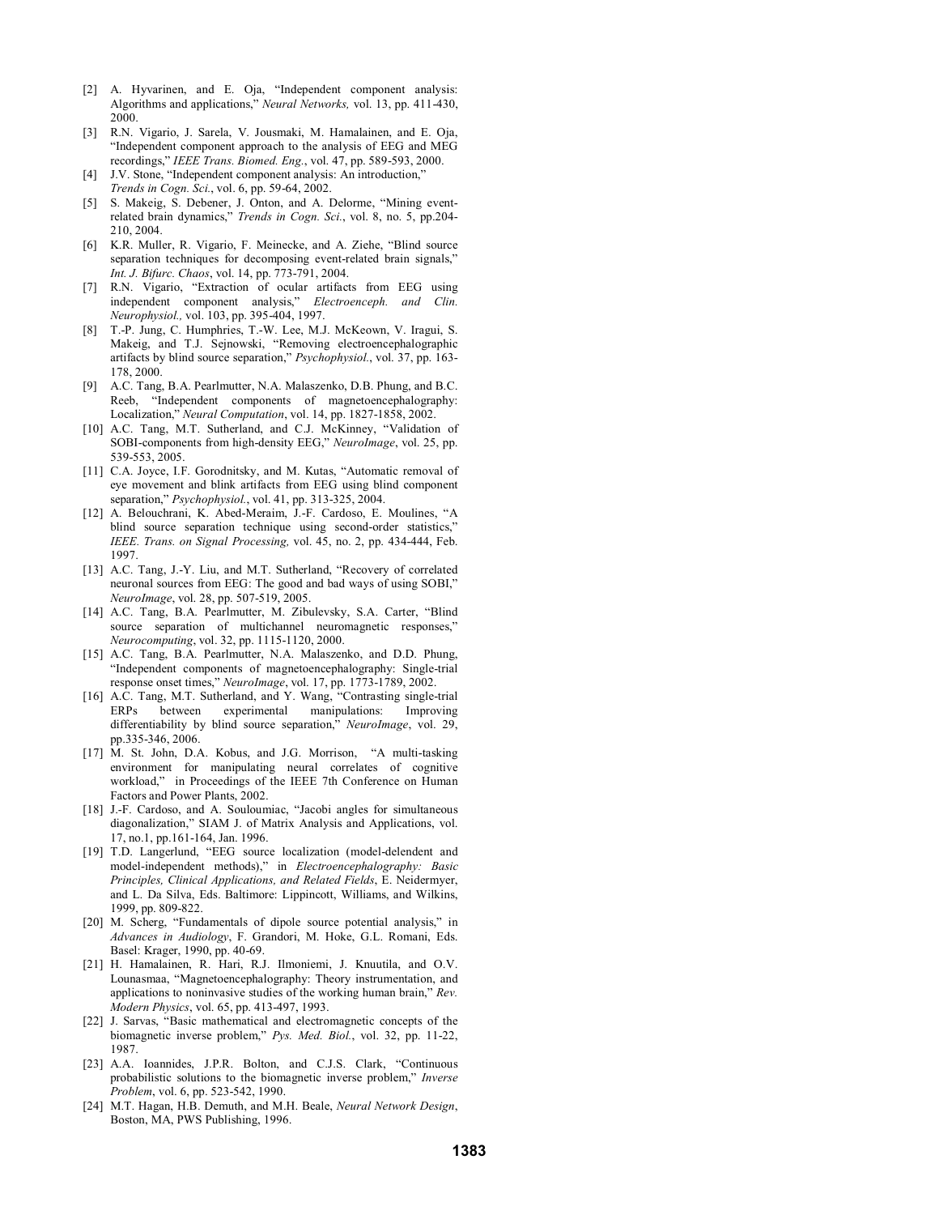[2] A. Hyvarinen, and E. Oja, "Independent component analysis: Algorithms and applications," *Neural Networks,* vol. 13, pp. 411-430, 2000.

[3] R.N. Vigario, J. Sarela, V. Jousmaki, M. Hamalainen, and E. Oja, "Independent component approach to the analysis of EEG and MEG recordings," *IEEE Trans. Biomed. Eng.*, vol. 47, pp. 589-593, 2000.

[4] J.V. Stone, "Independent component analysis: An introduction," *Trends in Cogn. Sci.*, vol. 6, pp. 59-64, 2002.

[5] S. Makeig, S. Debener, J. Onton, and A. Delorme, "Mining event-related brain dynamics," *Trends in Cogn. Sci.*, vol. 8, no. 5, pp.204-210, 2004.

[6] K.R. Muller, R. Vigario, F. Meinecke, and A. Ziehe, "Blind source separation techniques for decomposing event-related brain signals," *Int. J. Bifurc. Chaos*, vol. 14, pp. 773-791, 2004.

[7] R.N. Vigario, "Extraction of ocular artifacts from EEG using independent component analysis," *Electroenceph. and Clin. Neurophysiol.,* vol. 103, pp. 395-404, 1997.

[8] T.-P. Jung, C. Humphries, T.-W. Lee, M.J. McKeown, V. Iragui, S. Makeig, and T.J. Sejnowski, "Removing electroencephalographic artifacts by blind source separation," *Psychophysiol.*, vol. 37, pp. 163-178, 2000.

[9] A.C. Tang, B.A. Pearlmutter, N.A. Malaszenko, D.B. Phung, and B.C. Reeb, "Independent components of magnetoencephalography: Localization," *Neural Computation*, vol. 14, pp. 1827-1858, 2002.

[10] A.C. Tang, M.T. Sutherland, and C.J. McKinney, "Validation of SOBI-components from high-density EEG," *NeuroImage*, vol. 25, pp. 539-553, 2005.

[11] C.A. Joyce, I.F. Gorodnitsky, and M. Kutas, "Automatic removal of eye movement and blink artifacts from EEG using blind component separation," *Psychophysiol.*, vol. 41, pp. 313-325, 2004.

[12] A. Belouchrani, K. Abed-Meraim, J.-F. Cardoso, E. Moulines, "A blind source separation technique using second-order statistics," *IEEE. Trans. on Signal Processing,* vol. 45, no. 2, pp. 434-444, Feb. 1997.

[13] A.C. Tang, J.-Y. Liu, and M.T. Sutherland, "Recovery of correlated neuronal sources from EEG: The good and bad ways of using SOBI," *NeuroImage*, vol. 28, pp. 507-519, 2005.

[14] A.C. Tang, B.A. Pearlmutter, M. Zibulevsky, S.A. Carter, "Blind source separation of multichannel neuromagnetic responses," *Neurocomputing*, vol. 32, pp. 1115-1120, 2000.

[15] A.C. Tang, B.A. Pearlmutter, N.A. Malaszenko, and D.D. Phung, "Independent components of magnetoencephalography: Single-trial response onset times," *NeuroImage*, vol. 17, pp. 1773-1789, 2002.

[16] A.C. Tang, M.T. Sutherland, and Y. Wang, "Contrasting single-trial ERPs between experimental manipulations: Improving differentiability by blind source separation," *NeuroImage*, vol. 29, pp.335-346, 2006.

[17] M. St. John, D.A. Kobus, and J.G. Morrison, "A multi-tasking environment for manipulating neural correlates of cognitive workload," in Proceedings of the IEEE 7th Conference on Human Factors and Power Plants, 2002.

[18] J.-F. Cardoso, and A. Souloumiac, "Jacobi angles for simultaneous diagonalization," SIAM J. of Matrix Analysis and Applications, vol. 17, no.1, pp.161-164, Jan. 1996.

[19] T.D. Langerlund, "EEG source localization (model-delendent and model-independent methods)," in *Electroencephalography: Basic Principles, Clinical Applications, and Related Fields*, E. Neidermyer, and L. Da Silva, Eds. Baltimore: Lippincott, Williams, and Wilkins, 1999, pp. 809-822.

[20] M. Scherg, "Fundamentals of dipole source potential analysis," in *Advances in Audiology*, F. Grandori, M. Hoke, G.L. Romani, Eds. Basel: Krager, 1990, pp. 40-69.

[21] H. Hamalainen, R. Hari, R.J. Ilmoniemi, J. Knuutila, and O.V. Lounasmaa, "Magnetoencephalography: Theory instrumentation, and applications to noninvasive studies of the working human brain," *Rev. Modern Physics*, vol. 65, pp. 413-497, 1993.

[22] J. Sarvas, "Basic mathematical and electromagnetic concepts of the biomagnetic inverse problem," *Pys. Med. Biol.*, vol. 32, pp. 11-22, 1987.

[23] A.A. Ioannides, J.P.R. Bolton, and C.J.S. Clark, "Continuous probabilistic solutions to the biomagnetic inverse problem," *Inverse Problem*, vol. 6, pp. 523-542, 1990.

[24] M.T. Hagan, H.B. Demuth, and M.H. Beale, *Neural Network Design*, Boston, MA, PWS Publishing, 1996.